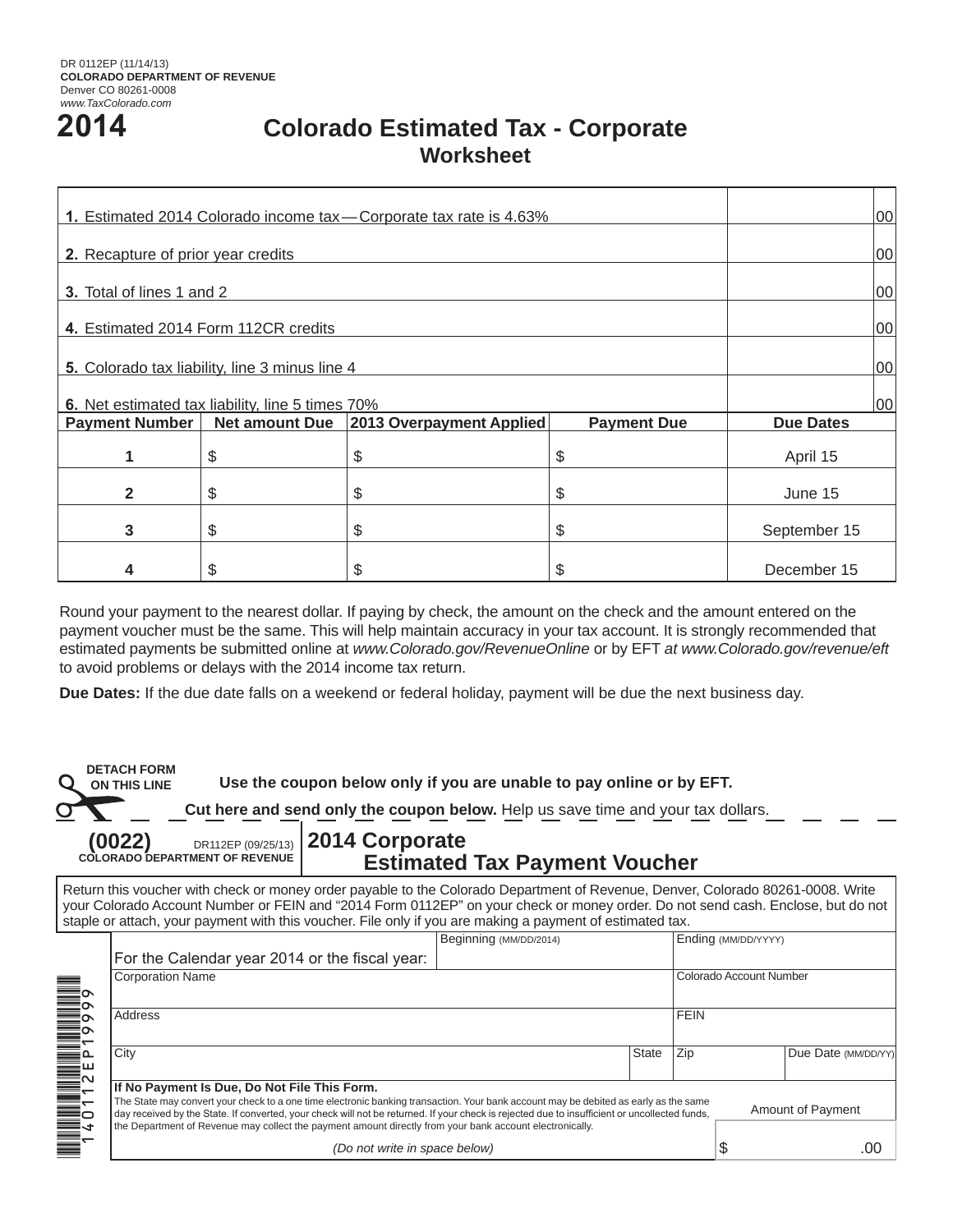DR 0112EP (11/14/13)
**COLORADO DEPARTMENT OF REVENUE**
Denver CO 80261-0008
*www.TaxColorado.com*

# 2014 Colorado Estimated Tax - Corporate

## Worksheet

| | | |
|---|---|---|
| **1.** Estimated 2014 Colorado income tax — Corporate tax rate is 4.63% | | 00 |
| **2.** Recapture of prior year credits | | 00 |
| **3.** Total of lines 1 and 2 | | 00 |
| **4.** Estimated 2014 Form 112CR credits | | 00 |
| **5.** Colorado tax liability, line 3 minus line 4 | | 00 |
| **6.** Net estimated tax liability, line 5 times 70% | | 00 |

| Payment Number | Net amount Due | 2013 Overpayment Applied | Payment Due | Due Dates |
|---|---|---|---|---|
| 1 | $ | $ | $ | April 15 |
| 2 | $ | $ | $ | June 15 |
| 3 | $ | $ | $ | September 15 |
| 4 | $ | $ | $ | December 15 |

Round your payment to the nearest dollar. If paying by check, the amount on the check and the amount entered on the payment voucher must be the same. This will help maintain accuracy in your tax account. It is strongly recommended that estimated payments be submitted online at *www.Colorado.gov/RevenueOnline* or by EFT *at www.Colorado.gov/revenue/eft* to avoid problems or delays with the 2014 income tax return.

**Due Dates:** If the due date falls on a weekend or federal holiday, payment will be due the next business day.

**DETACH FORM ON THIS LINE**

**Use the coupon below only if you are unable to pay online or by EFT.**

**Cut here and send only the coupon below.** Help us save time and your tax dollars.

**(0022)** DR112EP (09/25/13)
**COLORADO DEPARTMENT OF REVENUE**

## 2014 Corporate Estimated Tax Payment Voucher

Return this voucher with check or money order payable to the Colorado Department of Revenue, Denver, Colorado 80261-0008. Write your Colorado Account Number or FEIN and "2014 Form 0112EP" on your check or money order. Do not send cash. Enclose, but do not staple or attach, your payment with this voucher. File only if you are making a payment of estimated tax.

140112EP19999

| | | | | |
|---|---|---|---|---|
| For the Calendar year 2014 or the fiscal year: | Beginning (MM/DD/2014) | | Ending (MM/DD/YYYY) | |
| Corporation Name | | | Colorado Account Number | |
| Address | | | FEIN | |
| City | | State | Zip | Due Date (MM/DD/YY) |

**If No Payment Is Due, Do Not File This Form.**
The State may convert your check to a one time electronic banking transaction. Your bank account may be debited as early as the same day received by the State. If converted, your check will not be returned. If your check is rejected due to insufficient or uncollected funds, the Department of Revenue may collect the payment amount directly from your bank account electronically.

Amount of Payment
$ .00

*(Do not write in space below)*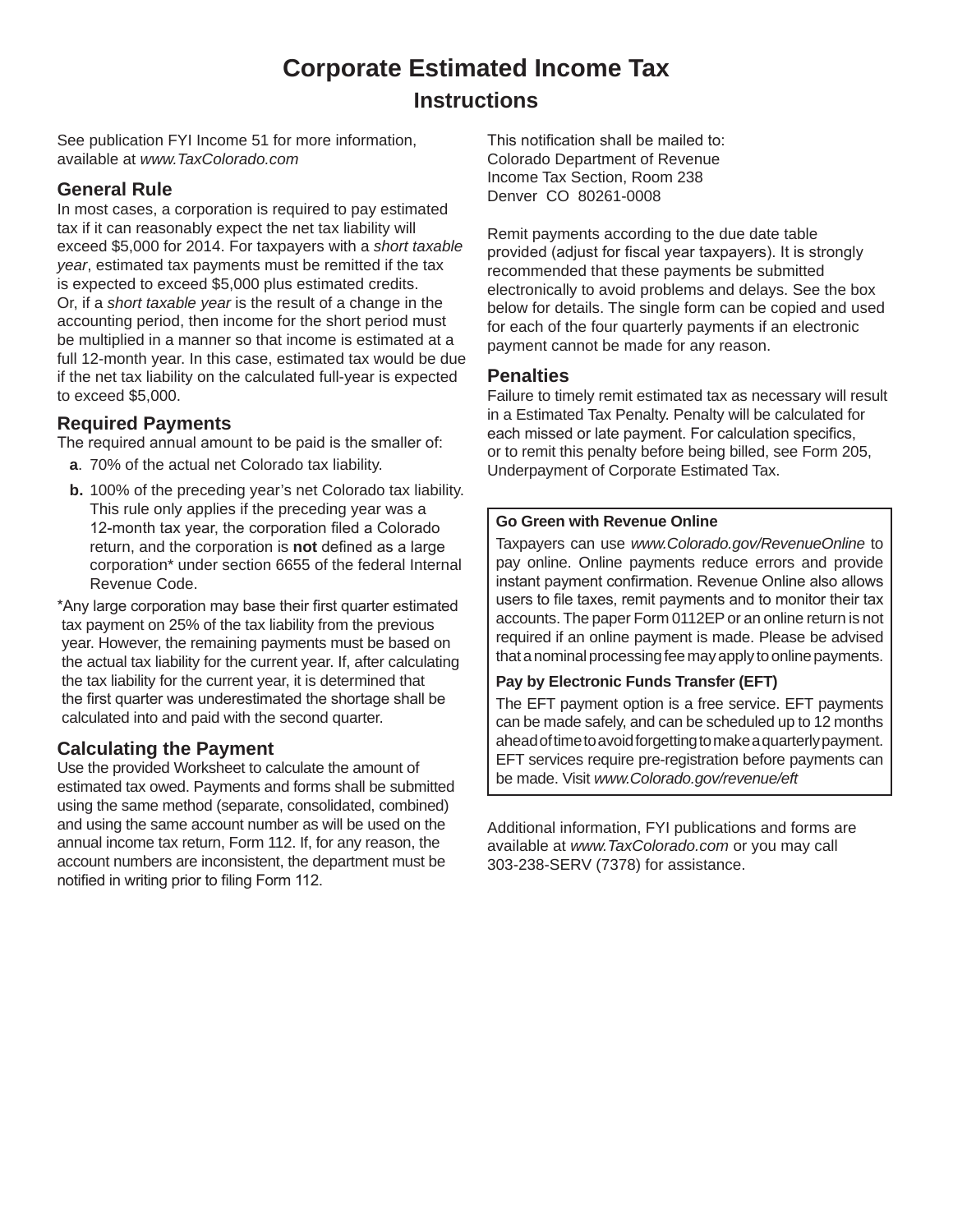# Corporate Estimated Income Tax

## Instructions

See publication FYI Income 51 for more information, available at *www.TaxColorado.com*

### General Rule

In most cases, a corporation is required to pay estimated tax if it can reasonably expect the net tax liability will exceed $5,000 for 2014. For taxpayers with a *short taxable year*, estimated tax payments must be remitted if the tax is expected to exceed $5,000 plus estimated credits. Or, if a *short taxable year* is the result of a change in the accounting period, then income for the short period must be multiplied in a manner so that income is estimated at a full 12-month year. In this case, estimated tax would be due if the net tax liability on the calculated full-year is expected to exceed $5,000.

### Required Payments

The required annual amount to be paid is the smaller of:

**a**. 70% of the actual net Colorado tax liability.

**b.** 100% of the preceding year's net Colorado tax liability. This rule only applies if the preceding year was a 12-month tax year, the corporation filed a Colorado return, and the corporation is **not** defined as a large corporation* under section 6655 of the federal Internal Revenue Code.

*Any large corporation may base their first quarter estimated tax payment on 25% of the tax liability from the previous year. However, the remaining payments must be based on the actual tax liability for the current year. If, after calculating the tax liability for the current year, it is determined that the first quarter was underestimated the shortage shall be calculated into and paid with the second quarter.

### Calculating the Payment

Use the provided Worksheet to calculate the amount of estimated tax owed. Payments and forms shall be submitted using the same method (separate, consolidated, combined) and using the same account number as will be used on the annual income tax return, Form 112. If, for any reason, the account numbers are inconsistent, the department must be notified in writing prior to filing Form 112.

This notification shall be mailed to:
Colorado Department of Revenue
Income Tax Section, Room 238
Denver CO 80261-0008

Remit payments according to the due date table provided (adjust for fiscal year taxpayers). It is strongly recommended that these payments be submitted electronically to avoid problems and delays. See the box below for details. The single form can be copied and used for each of the four quarterly payments if an electronic payment cannot be made for any reason.

### Penalties

Failure to timely remit estimated tax as necessary will result in a Estimated Tax Penalty. Penalty will be calculated for each missed or late payment. For calculation specifics, or to remit this penalty before being billed, see Form 205, Underpayment of Corporate Estimated Tax.

**Go Green with Revenue Online**

Taxpayers can use *www.Colorado.gov/RevenueOnline* to pay online. Online payments reduce errors and provide instant payment confirmation. Revenue Online also allows users to file taxes, remit payments and to monitor their tax accounts. The paper Form 0112EP or an online return is not required if an online payment is made. Please be advised that a nominal processing fee may apply to online payments.

**Pay by Electronic Funds Transfer (EFT)**

The EFT payment option is a free service. EFT payments can be made safely, and can be scheduled up to 12 months ahead of time to avoid forgetting to make a quarterly payment. EFT services require pre-registration before payments can be made. Visit *www.Colorado.gov/revenue/eft*

Additional information, FYI publications and forms are available at *www.TaxColorado.com* or you may call 303-238-SERV (7378) for assistance.